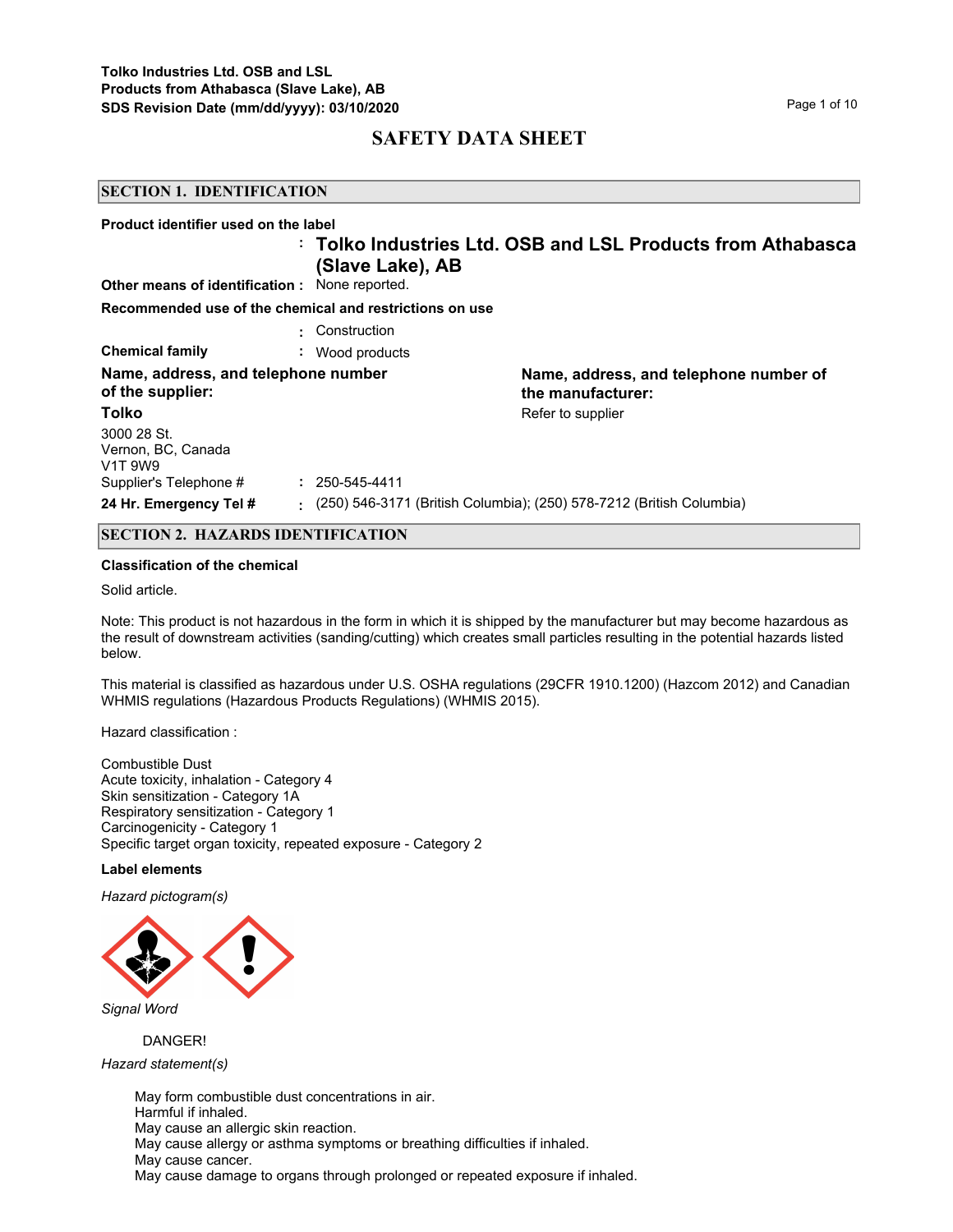# SAFETY DATA SHEET

## SECTION 1. IDENTIFICATION

**Product identifier used on the label**

: **Tolko Industries Ltd. OSB and LSL Products from Athabasca (Slave Lake), AB**

**Other means of identification :** None reported.

**Recommended use of the chemical and restrictions on use**

: Construction

**Chemical family** : Wood products

**Name, address, and telephone number of the supplier:**

**Tolko**

3000 28 St.
Vernon, BC, Canada
V1T 9W9

Supplier's Telephone # : 250-545-4411

**Name, address, and telephone number of the manufacturer:**

Refer to supplier

**24 Hr. Emergency Tel #** : (250) 546-3171 (British Columbia); (250) 578-7212 (British Columbia)

## SECTION 2. HAZARDS IDENTIFICATION

**Classification of the chemical**

Solid article.

Note: This product is not hazardous in the form in which it is shipped by the manufacturer but may become hazardous as the result of downstream activities (sanding/cutting) which creates small particles resulting in the potential hazards listed below.

This material is classified as hazardous under U.S. OSHA regulations (29CFR 1910.1200) (Hazcom 2012) and Canadian WHMIS regulations (Hazardous Products Regulations) (WHMIS 2015).

Hazard classification :

Combustible Dust
Acute toxicity, inhalation - Category 4
Skin sensitization - Category 1A
Respiratory sensitization - Category 1
Carcinogenicity - Category 1
Specific target organ toxicity, repeated exposure - Category 2

**Label elements**

*Hazard pictogram(s)*

*Signal Word*

DANGER!

*Hazard statement(s)*

May form combustible dust concentrations in air.
Harmful if inhaled.
May cause an allergic skin reaction.
May cause allergy or asthma symptoms or breathing difficulties if inhaled.
May cause cancer.
May cause damage to organs through prolonged or repeated exposure if inhaled.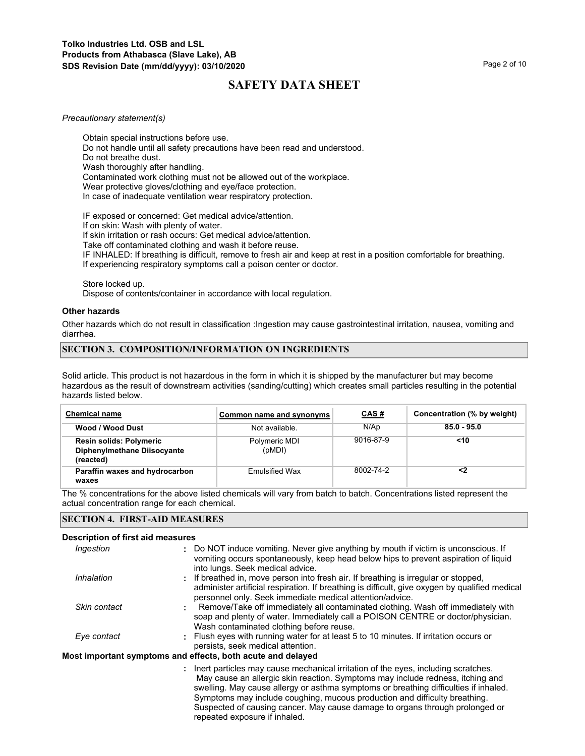*Precautionary statement(s)*

Obtain special instructions before use.
Do not handle until all safety precautions have been read and understood.
Do not breathe dust.
Wash thoroughly after handling.
Contaminated work clothing must not be allowed out of the workplace.
Wear protective gloves/clothing and eye/face protection.
In case of inadequate ventilation wear respiratory protection.

IF exposed or concerned: Get medical advice/attention.
If on skin: Wash with plenty of water.
If skin irritation or rash occurs: Get medical advice/attention.
Take off contaminated clothing and wash it before reuse.
IF INHALED: If breathing is difficult, remove to fresh air and keep at rest in a position comfortable for breathing.
If experiencing respiratory symptoms call a poison center or doctor.

Store locked up.
Dispose of contents/container in accordance with local regulation.

**Other hazards**

Other hazards which do not result in classification :Ingestion may cause gastrointestinal irritation, nausea, vomiting and diarrhea.

## SECTION 3. COMPOSITION/INFORMATION ON INGREDIENTS

Solid article. This product is not hazardous in the form in which it is shipped by the manufacturer but may become hazardous as the result of downstream activities (sanding/cutting) which creates small particles resulting in the potential hazards listed below.

| Chemical name | Common name and synonyms | CAS # | Concentration (% by weight) |
|---|---|---|---|
| **Wood / Wood Dust** | Not available. | N/Ap | **85.0 - 95.0** |
| **Resin solids: Polymeric Diphenylmethane Diisocyante (reacted)** | Polymeric MDI (pMDI) | 9016-87-9 | **<10** |
| **Paraffin waxes and hydrocarbon waxes** | Emulsified Wax | 8002-74-2 | **<2** |

The % concentrations for the above listed chemicals will vary from batch to batch. Concentrations listed represent the actual concentration range for each chemical.

## SECTION 4. FIRST-AID MEASURES

**Description of first aid measures**

*Ingestion* : Do NOT induce vomiting. Never give anything by mouth if victim is unconscious. If vomiting occurs spontaneously, keep head below hips to prevent aspiration of liquid into lungs. Seek medical advice.

*Inhalation* : If breathed in, move person into fresh air. If breathing is irregular or stopped, administer artificial respiration. If breathing is difficult, give oxygen by qualified medical personnel only. Seek immediate medical attention/advice.

*Skin contact* : Remove/Take off immediately all contaminated clothing. Wash off immediately with soap and plenty of water. Immediately call a POISON CENTRE or doctor/physician. Wash contaminated clothing before reuse.

*Eye contact* : Flush eyes with running water for at least 5 to 10 minutes. If irritation occurs or persists, seek medical attention.

**Most important symptoms and effects, both acute and delayed**

: Inert particles may cause mechanical irritation of the eyes, including scratches. May cause an allergic skin reaction. Symptoms may include redness, itching and swelling. May cause allergy or asthma symptoms or breathing difficulties if inhaled. Symptoms may include coughing, mucous production and difficulty breathing. Suspected of causing cancer. May cause damage to organs through prolonged or repeated exposure if inhaled.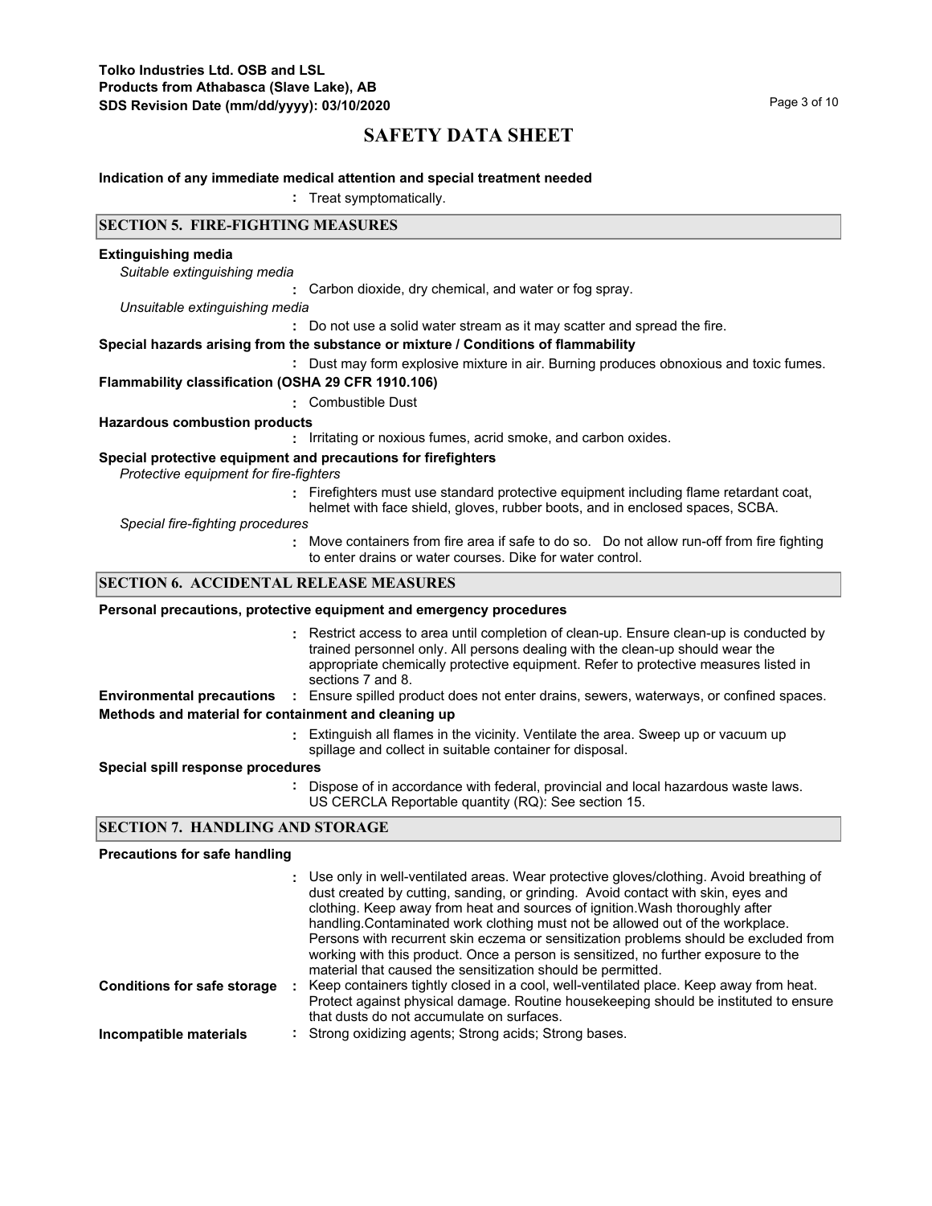# SAFETY DATA SHEET

**Indication of any immediate medical attention and special treatment needed**

: Treat symptomatically.

## SECTION 5. FIRE-FIGHTING MEASURES

**Extingushing media**

*Suitable extinguishing media*

: Carbon dioxide, dry chemical, and water or fog spray.

*Unsuitable extinguishing media*

: Do not use a solid water stream as it may scatter and spread the fire.

**Special hazards arising from the substance or mixture / Conditions of flammability**

: Dust may form explosive mixture in air. Burning produces obnoxious and toxic fumes.

**Flammability classification (OSHA 29 CFR 1910.106)**

: Combustible Dust

**Hazardous combustion products**

: Irritating or noxious fumes, acrid smoke, and carbon oxides.

**Special protective equipment and precautions for firefighters**

*Protective equipment for fire-fighters*

: Firefighters must use standard protective equipment including flame retardant coat, helmet with face shield, gloves, rubber boots, and in enclosed spaces, SCBA.

*Special fire-fighting procedures*

: Move containers from fire area if safe to do so. Do not allow run-off from fire fighting to enter drains or water courses. Dike for water control.

## SECTION 6. ACCIDENTAL RELEASE MEASURES

**Personal precautions, protective equipment and emergency procedures**

: Restrict access to area until completion of clean-up. Ensure clean-up is conducted by trained personnel only. All persons dealing with the clean-up should wear the appropriate chemically protective equipment. Refer to protective measures listed in sections 7 and 8.

**Environmental precautions** : Ensure spilled product does not enter drains, sewers, waterways, or confined spaces.

**Methods and material for containment and cleaning up**

: Extinguish all flames in the vicinity. Ventilate the area. Sweep up or vacuum up spillage and collect in suitable container for disposal.

**Special spill response procedures**

: Dispose of in accordance with federal, provincial and local hazardous waste laws. US CERCLA Reportable quantity (RQ): See section 15.

## SECTION 7. HANDLING AND STORAGE

**Precautions for safe handling**

: Use only in well-ventilated areas. Wear protective gloves/clothing. Avoid breathing of dust created by cutting, sanding, or grinding. Avoid contact with skin, eyes and clothing. Keep away from heat and sources of ignition.Wash thoroughly after handling.Contaminated work clothing must not be allowed out of the workplace. Persons with recurrent skin eczema or sensitization problems should be excluded from working with this product. Once a person is sensitized, no further exposure to the material that caused the sensitization should be permitted.

**Conditions for safe storage** : Keep containers tightly closed in a cool, well-ventilated place. Keep away from heat. Protect against physical damage. Routine housekeeping should be instituted to ensure that dusts do not accumulate on surfaces.

**Incompatible materials** : Strong oxidizing agents; Strong acids; Strong bases.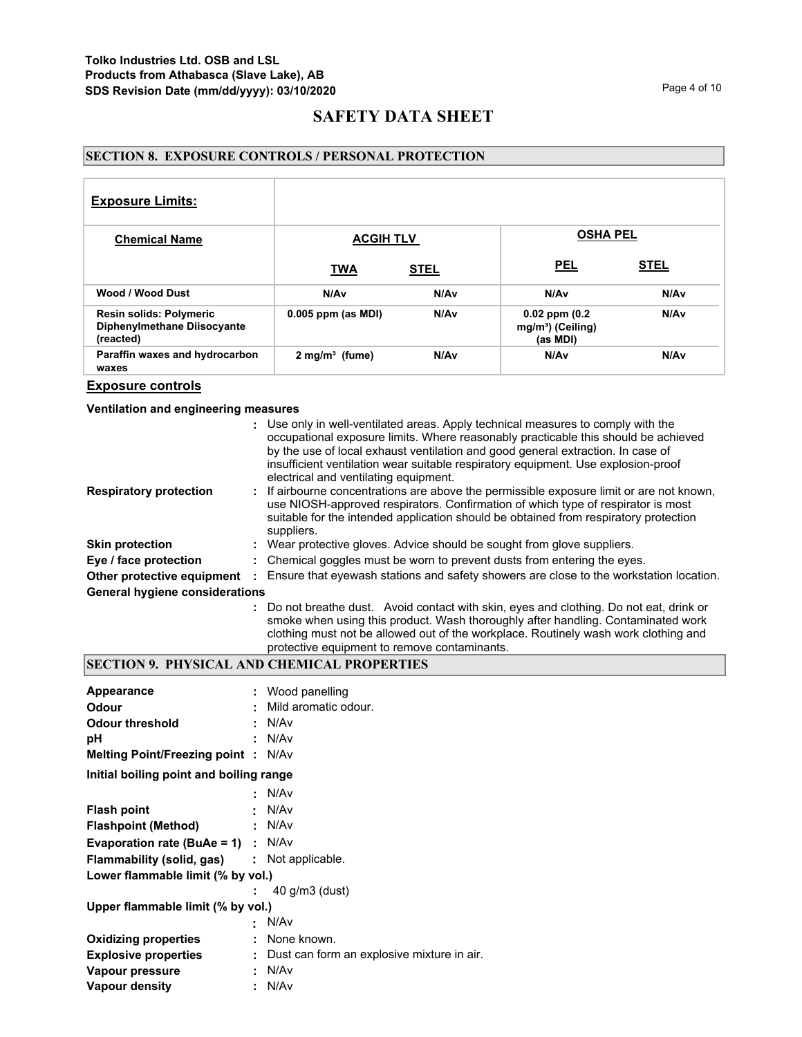## SAFETY DATA SHEET

### SECTION 8. EXPOSURE CONTROLS / PERSONAL PROTECTION

**Exposure Limits:**

| Chemical Name | ACGIH TLV | | OSHA PEL | |
|---|---|---|---|---|
| | TWA | STEL | PEL | STEL |
| Wood / Wood Dust | N/Av | N/Av | N/Av | N/Av |
| Resin solids: Polymeric Diphenylmethane Diisocyante (reacted) | 0.005 ppm (as MDI) | N/Av | 0.02 ppm (0.2 mg/m³) (Ceiling) (as MDI) | N/Av |
| Paraffin waxes and hydrocarbon waxes | 2 mg/m³ (fume) | N/Av | N/Av | N/Av |

**Exposure controls**

**Ventilation and engineering measures**

: Use only in well-ventilated areas. Apply technical measures to comply with the occupational exposure limits. Where reasonably practicable this should be achieved by the use of local exhaust ventilation and good general extraction. In case of insufficient ventilation wear suitable respiratory equipment. Use explosion-proof electrical and ventilating equipment.

**Respiratory protection** : If airbourne concentrations are above the permissible exposure limit or are not known, use NIOSH-approved respirators. Confirmation of which type of respirator is most suitable for the intended application should be obtained from respiratory protection suppliers.

**Skin protection** : Wear protective gloves. Advice should be sought from glove suppliers.

**Eye / face protection** : Chemical goggles must be worn to prevent dusts from entering the eyes.

**Other protective equipment** : Ensure that eyewash stations and safety showers are close to the workstation location.

**General hygiene considerations**

: Do not breathe dust. Avoid contact with skin, eyes and clothing. Do not eat, drink or smoke when using this product. Wash thoroughly after handling. Contaminated work clothing must not be allowed out of the workplace. Routinely wash work clothing and protective equipment to remove contaminants.

### SECTION 9. PHYSICAL AND CHEMICAL PROPERTIES

**Appearance** : Wood panelling

**Odour** : Mild aromatic odour.

**Odour threshold** : N/Av

**pH** : N/Av

**Melting Point/Freezing point** : N/Av

**Initial boiling point and boiling range**

: N/Av

**Flash point** : N/Av

**Flashpoint (Method)** : N/Av

**Evaporation rate (BuAe = 1)** : N/Av

**Flammability (solid, gas)** : Not applicable.

**Lower flammable limit (% by vol.)**

: 40 g/m3 (dust)

**Upper flammable limit (% by vol.)**

: N/Av

**Oxidizing properties** : None known.

**Explosive properties** : Dust can form an explosive mixture in air.

**Vapour pressure** : N/Av

**Vapour density** : N/Av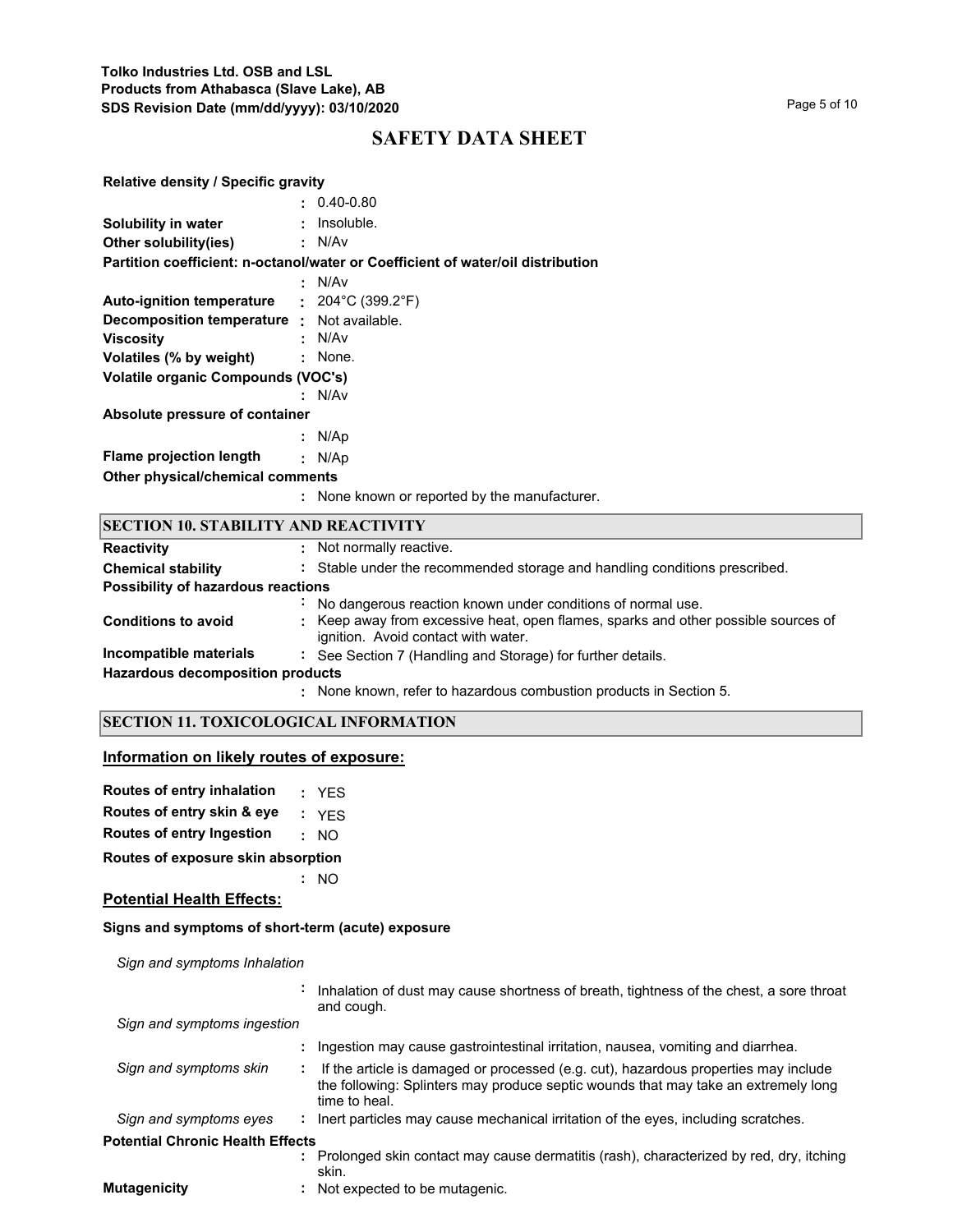# SAFETY DATA SHEET

**Relative density / Specific gravity**
: 0.40-0.80

**Solubility in water** : Insoluble.

**Other solubility(ies)** : N/Av

**Partition coefficient: n-octanol/water or Coefficient of water/oil distribution**
: N/Av

**Auto-ignition temperature** : 204°C (399.2°F)

**Decomposition temperature** : Not available.

**Viscosity** : N/Av

**Volatiles (% by weight)** : None.

**Volatile organic Compounds (VOC's)**
: N/Av

**Absolute pressure of container**
: N/Ap

**Flame projection length** : N/Ap

**Other physical/chemical comments**
: None known or reported by the manufacturer.

## SECTION 10. STABILITY AND REACTIVITY

**Reactivity** : Not normally reactive.

**Chemical stability** : Stable under the recommended storage and handling conditions prescribed.

**Possibility of hazardous reactions**
: No dangerous reaction known under conditions of normal use.

**Conditions to avoid** : Keep away from excessive heat, open flames, sparks and other possible sources of ignition. Avoid contact with water.

**Incompatible materials** : See Section 7 (Handling and Storage) for further details.

**Hazardous decomposition products**
: None known, refer to hazardous combustion products in Section 5.

## SECTION 11. TOXICOLOGICAL INFORMATION

### Information on likely routes of exposure:

**Routes of entry inhalation** : YES

**Routes of entry skin & eye** : YES

**Routes of entry Ingestion** : NO

**Routes of exposure skin absorption**
: NO

### Potential Health Effects:

**Signs and symptoms of short-term (acute) exposure**

*Sign and symptoms Inhalation*
: Inhalation of dust may cause shortness of breath, tightness of the chest, a sore throat and cough.

*Sign and symptoms ingestion*
: Ingestion may cause gastrointestinal irritation, nausea, vomiting and diarrhea.

*Sign and symptoms skin* : If the article is damaged or processed (e.g. cut), hazardous properties may include the following: Splinters may produce septic wounds that may take an extremely long time to heal.

*Sign and symptoms eyes* : Inert particles may cause mechanical irritation of the eyes, including scratches.

**Potential Chronic Health Effects**
: Prolonged skin contact may cause dermatitis (rash), characterized by red, dry, itching skin.

**Mutagenicity** : Not expected to be mutagenic.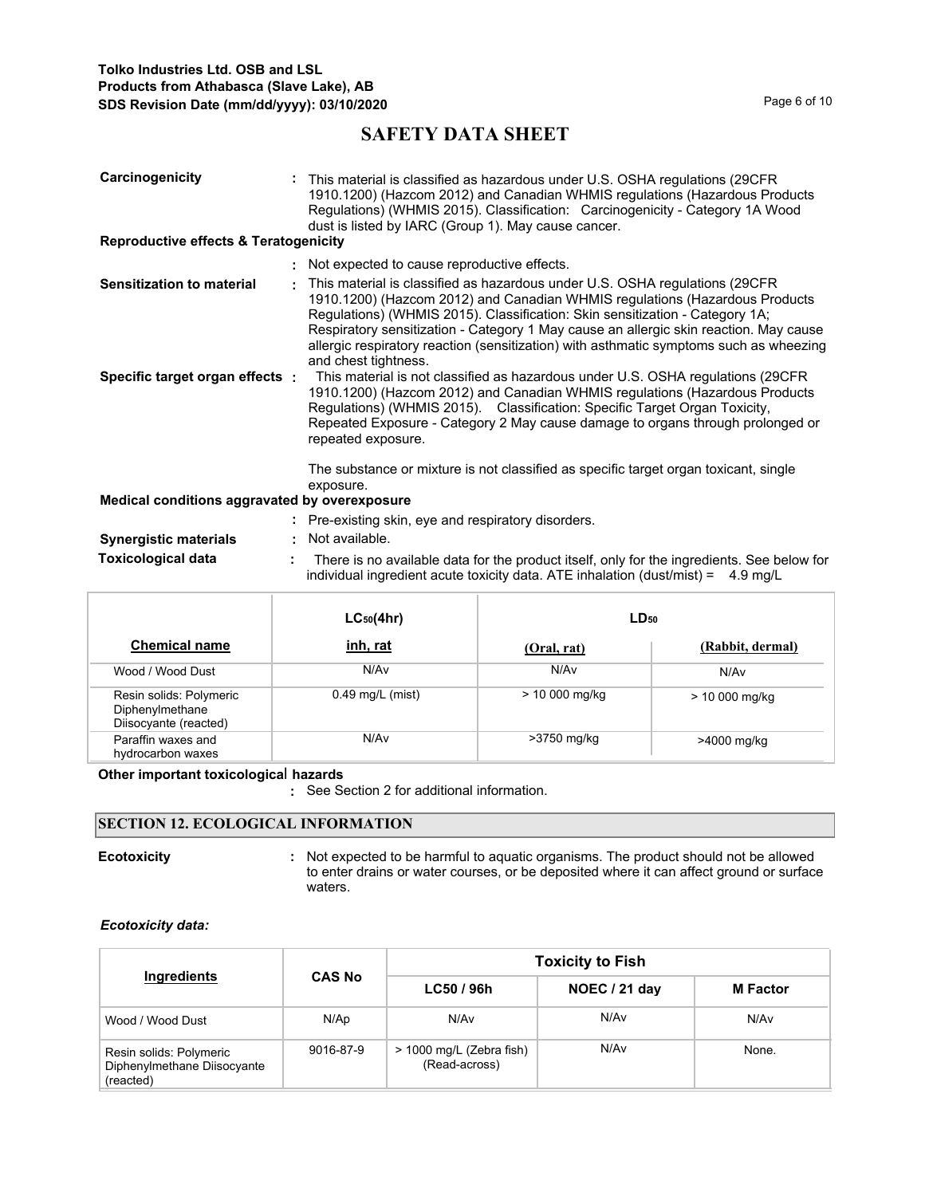# SAFETY DATA SHEET

**Carcinogenicity** : This material is classified as hazardous under U.S. OSHA regulations (29CFR 1910.1200) (Hazcom 2012) and Canadian WHMIS regulations (Hazardous Products Regulations) (WHMIS 2015). Classification: Carcinogenicity - Category 1A Wood dust is listed by IARC (Group 1). May cause cancer.

**Reproductive effects & Teratogenicity**

: Not expected to cause reproductive effects.

**Sensitization to material** : This material is classified as hazardous under U.S. OSHA regulations (29CFR 1910.1200) (Hazcom 2012) and Canadian WHMIS regulations (Hazardous Products Regulations) (WHMIS 2015). Classification: Skin sensitization - Category 1A; Respiratory sensitization - Category 1 May cause an allergic skin reaction. May cause allergic respiratory reaction (sensitization) with asthmatic symptoms such as wheezing and chest tightness.

**Specific target organ effects** : This material is not classified as hazardous under U.S. OSHA regulations (29CFR 1910.1200) (Hazcom 2012) and Canadian WHMIS regulations (Hazardous Products Regulations) (WHMIS 2015). Classification: Specific Target Organ Toxicity, Repeated Exposure - Category 2 May cause damage to organs through prolonged or repeated exposure.

The substance or mixture is not classified as specific target organ toxicant, single exposure.

**Medical conditions aggravated by overexposure**

: Pre-existing skin, eye and respiratory disorders.

**Synergistic materials** : Not available.

**Toxicological data** : There is no available data for the product itself, only for the ingredients. See below for individual ingredient acute toxicity data. ATE inhalation (dust/mist) = 4.9 mg/L

| | $LC_{50}$(4hr) | $LD_{50}$ | |
|---|---|---|---|
| **Chemical name** | **inh, rat** | **(Oral, rat)** | **(Rabbit, dermal)** |
| Wood / Wood Dust | N/Av | N/Av | N/Av |
| Resin solids: Polymeric Diphenylmethane Diisocyante (reacted) | 0.49 mg/L (mist) | > 10 000 mg/kg | > 10 000 mg/kg |
| Paraffin waxes and hydrocarbon waxes | N/Av | >3750 mg/kg | >4000 mg/kg |

**Other important toxicological hazards**

: See Section 2 for additional information.

## SECTION 12. ECOLOGICAL INFORMATION

**Ecotoxicity** : Not expected to be harmful to aquatic organisms. The product should not be allowed to enter drains or water courses, or be deposited where it can affect ground or surface waters.

***Ecotoxicity data:***

| Ingredients | CAS No | Toxicity to Fish | | |
|---|---|---|---|---|
| | | **LC50 / 96h** | **NOEC / 21 day** | **M Factor** |
| Wood / Wood Dust | N/Ap | N/Av | N/Av | N/Av |
| Resin solids: Polymeric Diphenylmethane Diisocyante (reacted) | 9016-87-9 | > 1000 mg/L (Zebra fish) (Read-across) | N/Av | None. |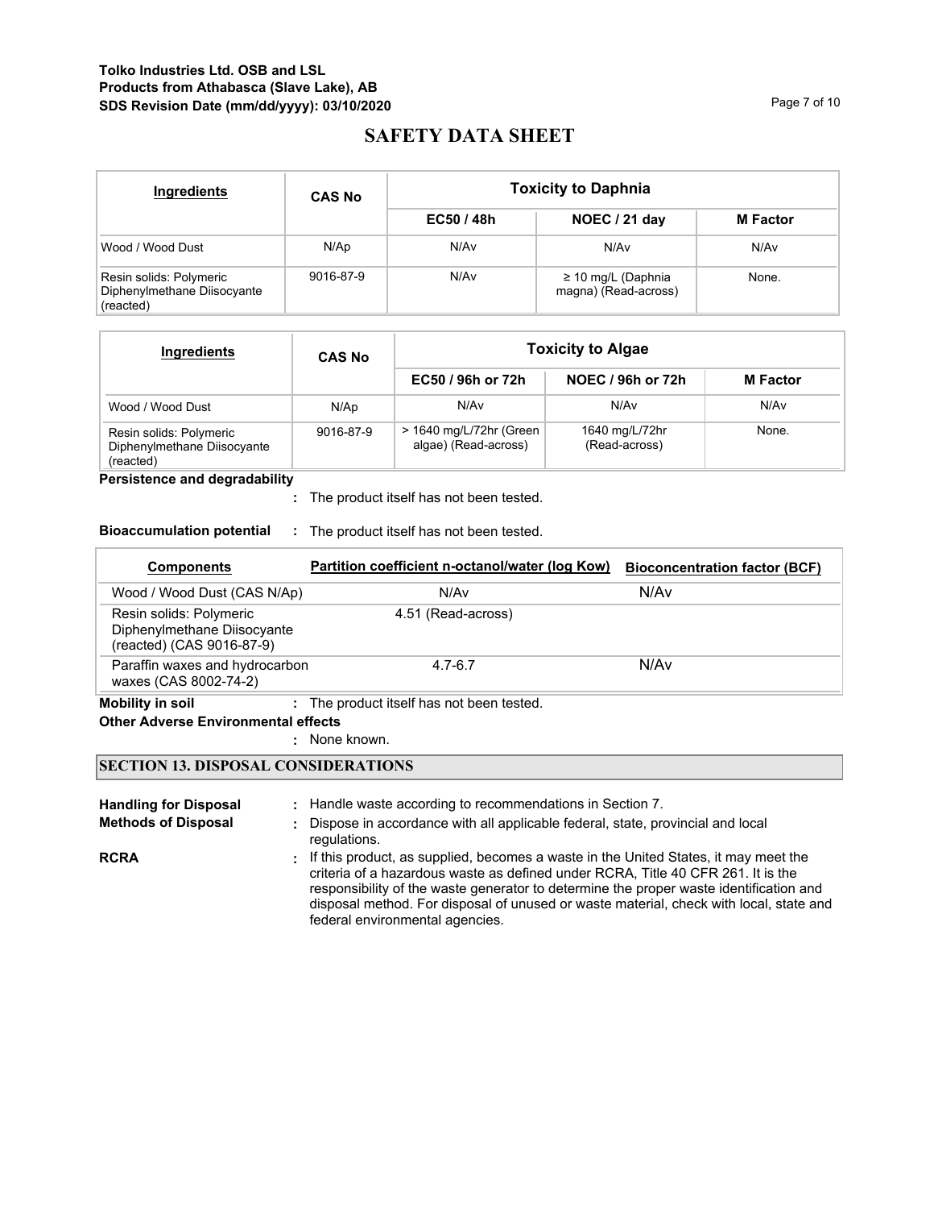# SAFETY DATA SHEET

| Ingredients | CAS No | Toxicity to Daphnia | | |
|---|---|---|---|---|
| | | EC50 / 48h | NOEC / 21 day | M Factor |
| Wood / Wood Dust | N/Ap | N/Av | N/Av | N/Av |
| Resin solids: Polymeric Diphenylmethane Diisocyante (reacted) | 9016-87-9 | N/Av | ≥ 10 mg/L (Daphnia magna) (Read-across) | None. |

| Ingredients | CAS No | Toxicity to Algae | | |
|---|---|---|---|---|
| | | EC50 / 96h or 72h | NOEC / 96h or 72h | M Factor |
| Wood / Wood Dust | N/Ap | N/Av | N/Av | N/Av |
| Resin solids: Polymeric Diphenylmethane Diisocyante (reacted) | 9016-87-9 | > 1640 mg/L/72hr (Green algae) (Read-across) | 1640 mg/L/72hr (Read-across) | None. |

**Persistence and degradability**

: The product itself has not been tested.

**Bioaccumulation potential** : The product itself has not been tested.

| Components | Partition coefficient n-octanol/water (log Kow) | Bioconcentration factor (BCF) |
|---|---|---|
| Wood / Wood Dust (CAS N/Ap) | N/Av | N/Av |
| Resin solids: Polymeric Diphenylmethane Diisocyante (reacted) (CAS 9016-87-9) | 4.51 (Read-across) | |
| Paraffin waxes and hydrocarbon waxes (CAS 8002-74-2) | 4.7-6.7 | N/Av |

**Mobility in soil** : The product itself has not been tested.

**Other Adverse Environmental effects**

: None known.

## SECTION 13. DISPOSAL CONSIDERATIONS

**Handling for Disposal** : Handle waste according to recommendations in Section 7.

**Methods of Disposal** : Dispose in accordance with all applicable federal, state, provincial and local regulations.

**RCRA** : If this product, as supplied, becomes a waste in the United States, it may meet the criteria of a hazardous waste as defined under RCRA, Title 40 CFR 261. It is the responsibility of the waste generator to determine the proper waste identification and disposal method. For disposal of unused or waste material, check with local, state and federal environmental agencies.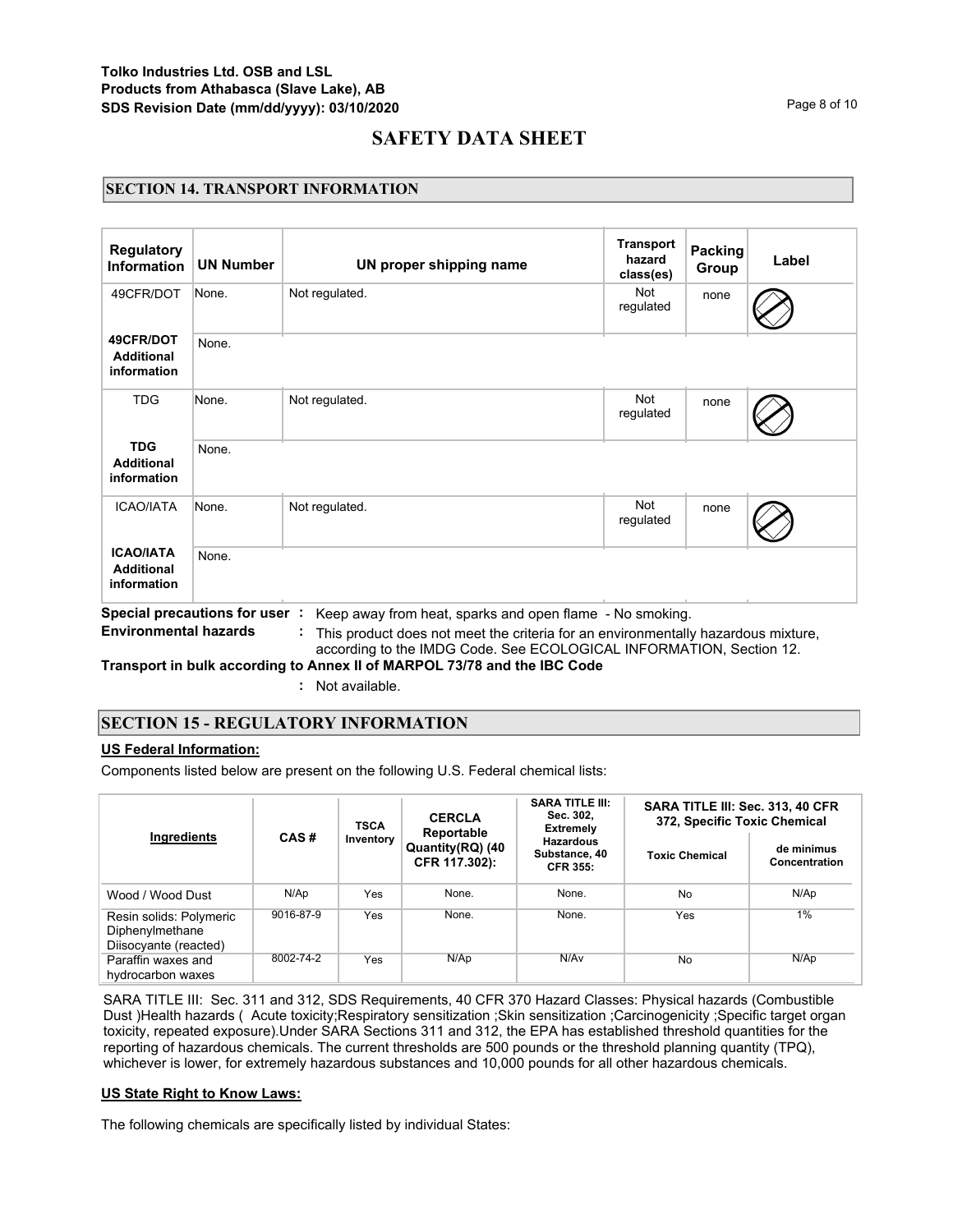**Tolko Industries Ltd. OSB and LSL**
**Products from Athabasca (Slave Lake), AB**
**SDS Revision Date (mm/dd/yyyy): 03/10/2020**

# SAFETY DATA SHEET

## SECTION 14. TRANSPORT INFORMATION

| Regulatory Information | UN Number | UN proper shipping name | Transport hazard class(es) | Packing Group | Label |
|---|---|---|---|---|---|
| 49CFR/DOT | None. | Not regulated. | Not regulated | none | |
| **49CFR/DOT Additional information** | None. | | | | |
| TDG | None. | Not regulated. | Not regulated | none | |
| **TDG Additional information** | None. | | | | |
| ICAO/IATA | None. | Not regulated. | Not regulated | none | |
| **ICAO/IATA Additional information** | None. | | | | |

**Special precautions for user :** Keep away from heat, sparks and open flame - No smoking.

**Environmental hazards :** This product does not meet the criteria for an environmentally hazardous mixture, according to the IMDG Code. See ECOLOGICAL INFORMATION, Section 12.

**Transport in bulk according to Annex II of MARPOL 73/78 and the IBC Code**

: Not available.

## SECTION 15 - REGULATORY INFORMATION

**US Federal Information:**

Components listed below are present on the following U.S. Federal chemical lists:

| Ingredients | CAS # | TSCA Inventory | CERCLA Reportable Quantity(RQ) (40 CFR 117.302): | SARA TITLE III: Sec. 302, Extremely Hazardous Substance, 40 CFR 355: | SARA TITLE III: Sec. 313, 40 CFR 372, Specific Toxic Chemical | |
|---|---|---|---|---|---|---|
| | | | | | Toxic Chemical | de minimus Concentration |
| Wood / Wood Dust | N/Ap | Yes | None. | None. | No | N/Ap |
| Resin solids: Polymeric Diphenylmethane Diisocyante (reacted) | 9016-87-9 | Yes | None. | None. | Yes | 1% |
| Paraffin waxes and hydrocarbon waxes | 8002-74-2 | Yes | N/Ap | N/Av | No | N/Ap |

SARA TITLE III: Sec. 311 and 312, SDS Requirements, 40 CFR 370 Hazard Classes: Physical hazards (Combustible Dust )Health hazards ( Acute toxicity;Respiratory sensitization ;Skin sensitization ;Carcinogenicity ;Specific target organ toxicity, repeated exposure).Under SARA Sections 311 and 312, the EPA has established threshold quantities for the reporting of hazardous chemicals. The current thresholds are 500 pounds or the threshold planning quantity (TPQ), whichever is lower, for extremely hazardous substances and 10,000 pounds for all other hazardous chemicals.

**US State Right to Know Laws:**

The following chemicals are specifically listed by individual States: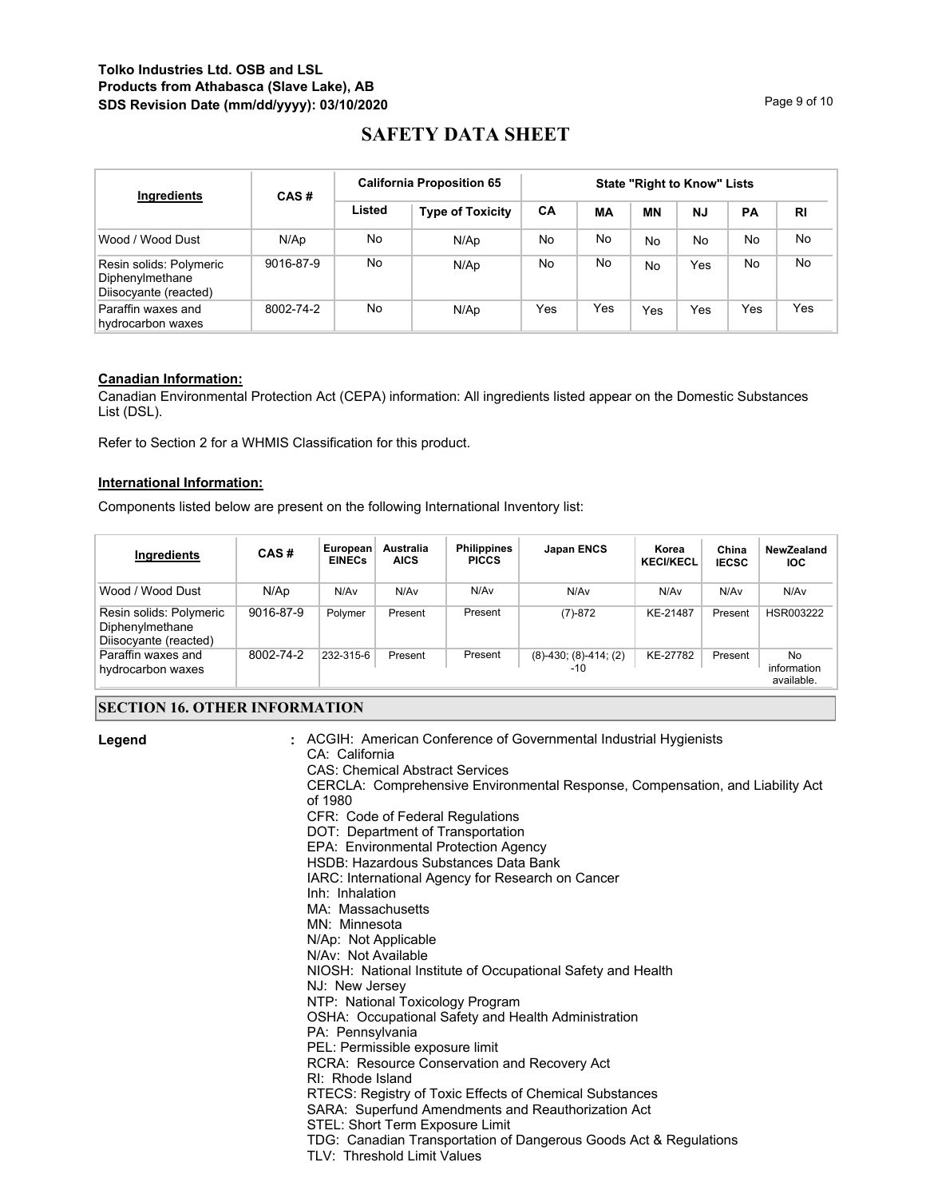# SAFETY DATA SHEET

| Ingredients | CAS # | California Proposition 65 | | State "Right to Know" Lists | | | | | |
|---|---|---|---|---|---|---|---|---|---|
| | | Listed | Type of Toxicity | CA | MA | MN | NJ | PA | RI |
| Wood / Wood Dust | N/Ap | No | N/Ap | No | No | No | No | No | No |
| Resin solids: Polymeric Diphenylmethane Diisocyante (reacted) | 9016-87-9 | No | N/Ap | No | No | No | Yes | No | No |
| Paraffin waxes and hydrocarbon waxes | 8002-74-2 | No | N/Ap | Yes | Yes | Yes | Yes | Yes | Yes |

**Canadian Information:**

Canadian Environmental Protection Act (CEPA) information: All ingredients listed appear on the Domestic Substances List (DSL).

Refer to Section 2 for a WHMIS Classification for this product.

**International Information:**

Components listed below are present on the following International Inventory list:

| Ingredients | CAS # | European EINECs | Australia AICS | Philippines PICCS | Japan ENCS | Korea KECI/KECL | China IECSC | NewZealand IOC |
|---|---|---|---|---|---|---|---|---|
| Wood / Wood Dust | N/Ap | N/Av | N/Av | N/Av | N/Av | N/Av | N/Av | N/Av |
| Resin solids: Polymeric Diphenylmethane Diisocyante (reacted) | 9016-87-9 | Polymer | Present | Present | (7)-872 | KE-21487 | Present | HSR003222 |
| Paraffin waxes and hydrocarbon waxes | 8002-74-2 | 232-315-6 | Present | Present | (8)-430; (8)-414; (2) -10 | KE-27782 | Present | No information available. |

## SECTION 16. OTHER INFORMATION

**Legend** : ACGIH: American Conference of Governmental Industrial Hygienists
CA: California
CAS: Chemical Abstract Services
CERCLA: Comprehensive Environmental Response, Compensation, and Liability Act of 1980
CFR: Code of Federal Regulations
DOT: Department of Transportation
EPA: Environmental Protection Agency
HSDB: Hazardous Substances Data Bank
IARC: International Agency for Research on Cancer
Inh: Inhalation
MA: Massachusetts
MN: Minnesota
N/Ap: Not Applicable
N/Av: Not Available
NIOSH: National Institute of Occupational Safety and Health
NJ: New Jersey
NTP: National Toxicology Program
OSHA: Occupational Safety and Health Administration
PA: Pennsylvania
PEL: Permissible exposure limit
RCRA: Resource Conservation and Recovery Act
RI: Rhode Island
RTECS: Registry of Toxic Effects of Chemical Substances
SARA: Superfund Amendments and Reauthorization Act
STEL: Short Term Exposure Limit
TDG: Canadian Transportation of Dangerous Goods Act & Regulations
TLV: Threshold Limit Values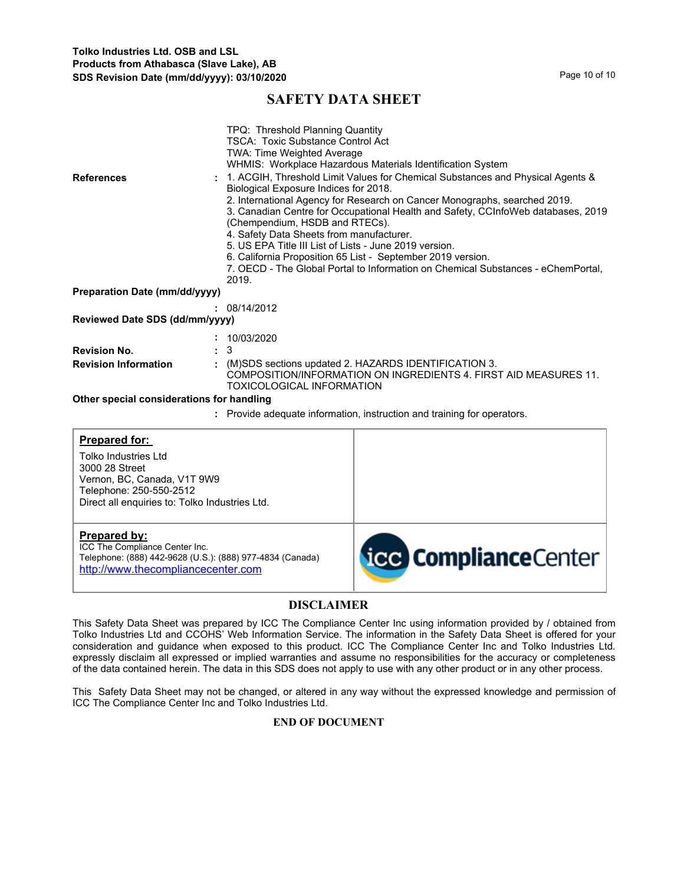# SAFETY DATA SHEET

TPQ: Threshold Planning Quantity
TSCA: Toxic Substance Control Act
TWA: Time Weighted Average
WHMIS: Workplace Hazardous Materials Identification System

**References** : 1. ACGIH, Threshold Limit Values for Chemical Substances and Physical Agents & Biological Exposure Indices for 2018.
2. International Agency for Research on Cancer Monographs, searched 2019.
3. Canadian Centre for Occupational Health and Safety, CCInfoWeb databases, 2019 (Chempendium, HSDB and RTECs).
4. Safety Data Sheets from manufacturer.
5. US EPA Title III List of Lists - June 2019 version.
6. California Proposition 65 List - September 2019 version.
7. OECD - The Global Portal to Information on Chemical Substances - eChemPortal, 2019.

**Preparation Date (mm/dd/yyyy)**

: 08/14/2012

**Reviewed Date SDS (dd/mm/yyyy)**

: 10/03/2020

**Revision No.** : 3

**Revision Information** : (M)SDS sections updated 2. HAZARDS IDENTIFICATION 3. COMPOSITION/INFORMATION ON INGREDIENTS 4. FIRST AID MEASURES 11. TOXICOLOGICAL INFORMATION

**Other special considerations for handling**

: Provide adequate information, instruction and training for operators.

| | |
|---|---|
| **Prepared for:**<br>Tolko Industries Ltd<br>3000 28 Street<br>Vernon, BC, Canada, V1T 9W9<br>Telephone: 250-550-2512<br>Direct all enquiries to: Tolko Industries Ltd. | |
| **Prepared by:**<br>ICC The Compliance Center Inc.<br>Telephone: (888) 442-9628 (U.S.): (888) 977-4834 (Canada)<br>http://www.thecompliancecenter.com | icc ComplianceCenter |

## DISCLAIMER

This Safety Data Sheet was prepared by ICC The Compliance Center Inc using information provided by / obtained from Tolko Industries Ltd and CCOHS' Web Information Service. The information in the Safety Data Sheet is offered for your consideration and guidance when exposed to this product. ICC The Compliance Center Inc and Tolko Industries Ltd. expressly disclaim all expressed or implied warranties and assume no responsibilities for the accuracy or completeness of the data contained herein. The data in this SDS does not apply to use with any other product or in any other process.

This Safety Data Sheet may not be changed, or altered in any way without the expressed knowledge and permission of ICC The Compliance Center Inc and Tolko Industries Ltd.

**END OF DOCUMENT**